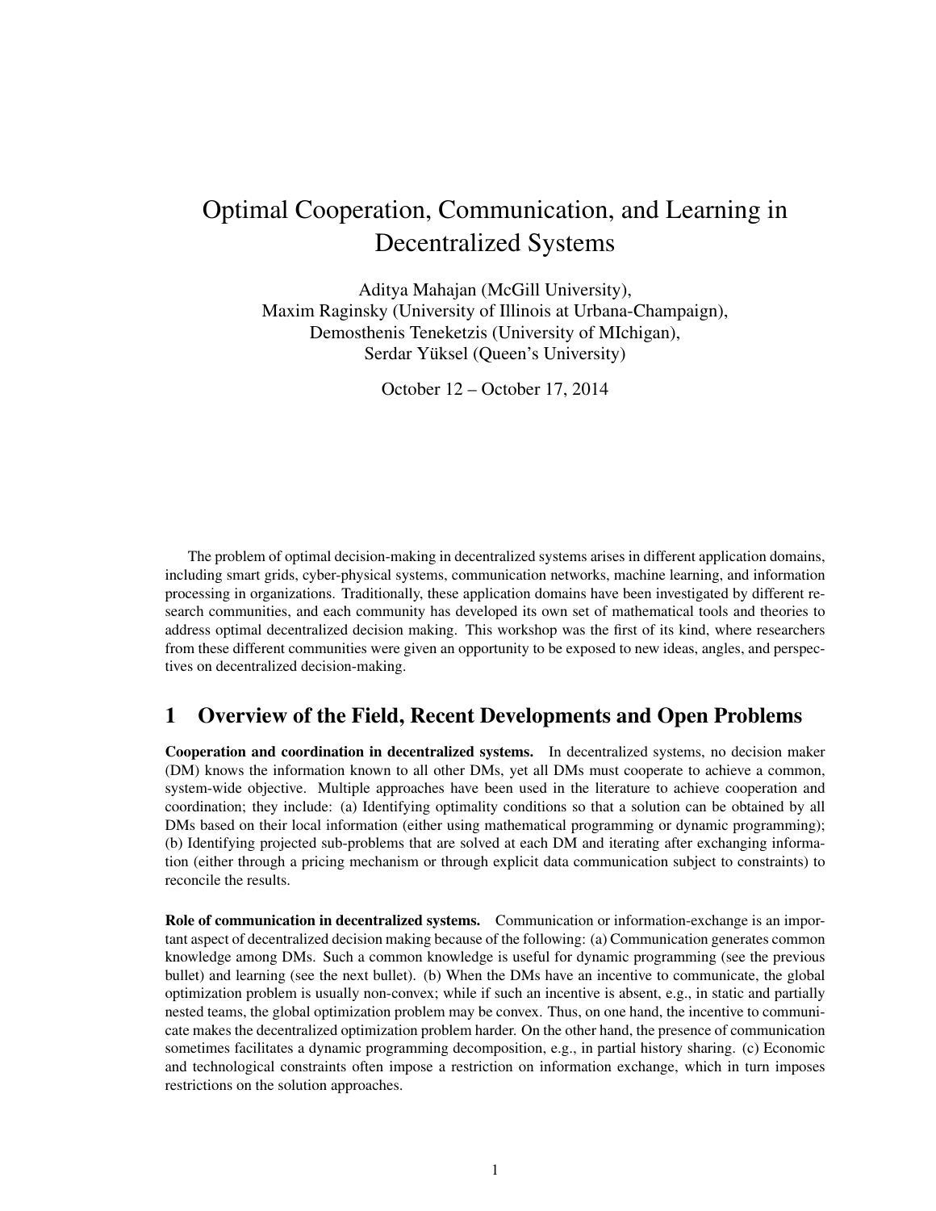# Optimal Cooperation, Communication, and Learning in Decentralized Systems

Aditya Mahajan (McGill University),
Maxim Raginsky (University of Illinois at Urbana-Champaign),
Demosthenis Teneketzis (University of MIchigan),
Serdar Yüksel (Queen's University)

October 12 – October 17, 2014

The problem of optimal decision-making in decentralized systems arises in different application domains, including smart grids, cyber-physical systems, communication networks, machine learning, and information processing in organizations. Traditionally, these application domains have been investigated by different research communities, and each community has developed its own set of mathematical tools and theories to address optimal decentralized decision making. This workshop was the first of its kind, where researchers from these different communities were given an opportunity to be exposed to new ideas, angles, and perspectives on decentralized decision-making.

## 1 Overview of the Field, Recent Developments and Open Problems

**Cooperation and coordination in decentralized systems.** In decentralized systems, no decision maker (DM) knows the information known to all other DMs, yet all DMs must cooperate to achieve a common, system-wide objective. Multiple approaches have been used in the literature to achieve cooperation and coordination; they include: (a) Identifying optimality conditions so that a solution can be obtained by all DMs based on their local information (either using mathematical programming or dynamic programming); (b) Identifying projected sub-problems that are solved at each DM and iterating after exchanging information (either through a pricing mechanism or through explicit data communication subject to constraints) to reconcile the results.

**Role of communication in decentralized systems.** Communication or information-exchange is an important aspect of decentralized decision making because of the following: (a) Communication generates common knowledge among DMs. Such a common knowledge is useful for dynamic programming (see the previous bullet) and learning (see the next bullet). (b) When the DMs have an incentive to communicate, the global optimization problem is usually non-convex; while if such an incentive is absent, e.g., in static and partially nested teams, the global optimization problem may be convex. Thus, on one hand, the incentive to communicate makes the decentralized optimization problem harder. On the other hand, the presence of communication sometimes facilitates a dynamic programming decomposition, e.g., in partial history sharing. (c) Economic and technological constraints often impose a restriction on information exchange, which in turn imposes restrictions on the solution approaches.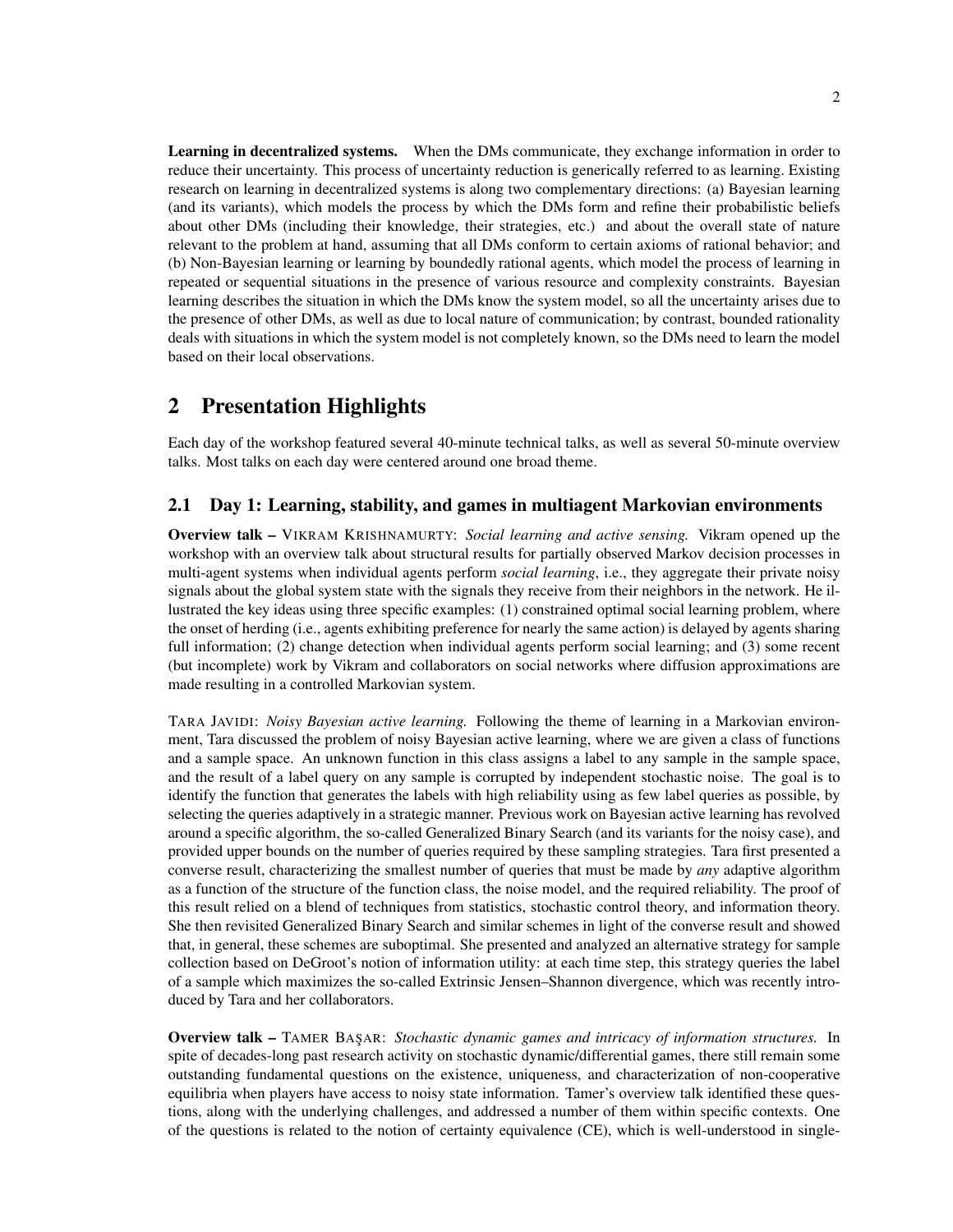**Learning in decentralized systems.** When the DMs communicate, they exchange information in order to reduce their uncertainty. This process of uncertainty reduction is generically referred to as learning. Existing research on learning in decentralized systems is along two complementary directions: (a) Bayesian learning (and its variants), which models the process by which the DMs form and refine their probabilistic beliefs about other DMs (including their knowledge, their strategies, etc.) and about the overall state of nature relevant to the problem at hand, assuming that all DMs conform to certain axioms of rational behavior; and (b) Non-Bayesian learning or learning by boundedly rational agents, which model the process of learning in repeated or sequential situations in the presence of various resource and complexity constraints. Bayesian learning describes the situation in which the DMs know the system model, so all the uncertainty arises due to the presence of other DMs, as well as due to local nature of communication; by contrast, bounded rationality deals with situations in which the system model is not completely known, so the DMs need to learn the model based on their local observations.

# 2 Presentation Highlights

Each day of the workshop featured several 40-minute technical talks, as well as several 50-minute overview talks. Most talks on each day were centered around one broad theme.

## 2.1 Day 1: Learning, stability, and games in multiagent Markovian environments

**Overview talk –** VIKRAM KRISHNAMURTY: *Social learning and active sensing.* Vikram opened up the workshop with an overview talk about structural results for partially observed Markov decision processes in multi-agent systems when individual agents perform *social learning*, i.e., they aggregate their private noisy signals about the global system state with the signals they receive from their neighbors in the network. He illustrated the key ideas using three specific examples: (1) constrained optimal social learning problem, where the onset of herding (i.e., agents exhibiting preference for nearly the same action) is delayed by agents sharing full information; (2) change detection when individual agents perform social learning; and (3) some recent (but incomplete) work by Vikram and collaborators on social networks where diffusion approximations are made resulting in a controlled Markovian system.

TARA JAVIDI: *Noisy Bayesian active learning.* Following the theme of learning in a Markovian environment, Tara discussed the problem of noisy Bayesian active learning, where we are given a class of functions and a sample space. An unknown function in this class assigns a label to any sample in the sample space, and the result of a label query on any sample is corrupted by independent stochastic noise. The goal is to identify the function that generates the labels with high reliability using as few label queries as possible, by selecting the queries adaptively in a strategic manner. Previous work on Bayesian active learning has revolved around a specific algorithm, the so-called Generalized Binary Search (and its variants for the noisy case), and provided upper bounds on the number of queries required by these sampling strategies. Tara first presented a converse result, characterizing the smallest number of queries that must be made by *any* adaptive algorithm as a function of the structure of the function class, the noise model, and the required reliability. The proof of this result relied on a blend of techniques from statistics, stochastic control theory, and information theory. She then revisited Generalized Binary Search and similar schemes in light of the converse result and showed that, in general, these schemes are suboptimal. She presented and analyzed an alternative strategy for sample collection based on DeGroot's notion of information utility: at each time step, this strategy queries the label of a sample which maximizes the so-called Extrinsic Jensen–Shannon divergence, which was recently introduced by Tara and her collaborators.

**Overview talk –** TAMER BAŞAR: *Stochastic dynamic games and intricacy of information structures.* In spite of decades-long past research activity on stochastic dynamic/differential games, there still remain some outstanding fundamental questions on the existence, uniqueness, and characterization of non-cooperative equilibria when players have access to noisy state information. Tamer's overview talk identified these questions, along with the underlying challenges, and addressed a number of them within specific contexts. One of the questions is related to the notion of certainty equivalence (CE), which is well-understood in single-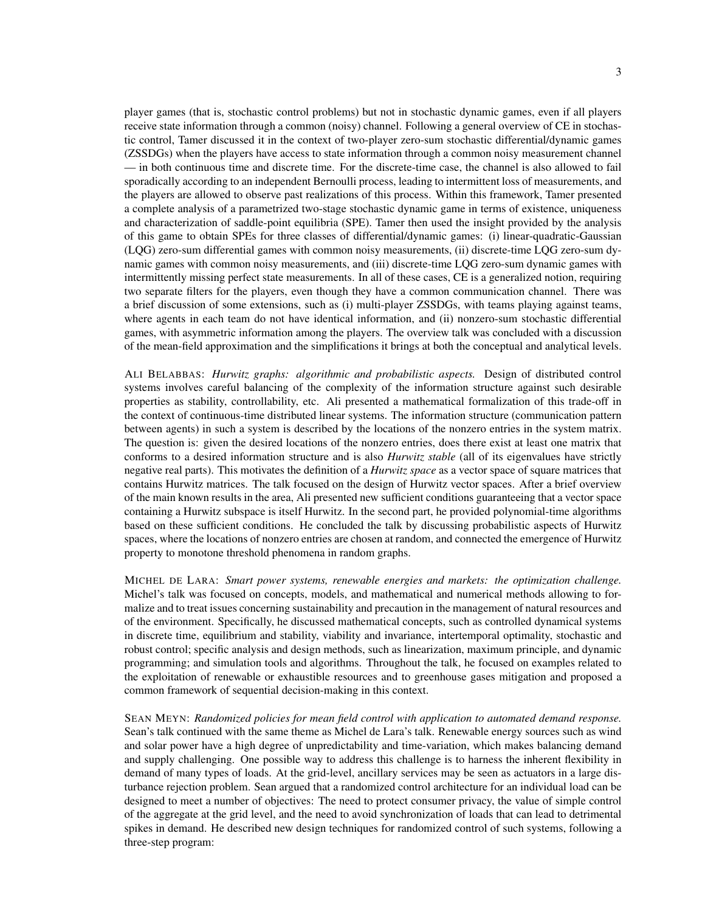player games (that is, stochastic control problems) but not in stochastic dynamic games, even if all players receive state information through a common (noisy) channel. Following a general overview of CE in stochastic control, Tamer discussed it in the context of two-player zero-sum stochastic differential/dynamic games (ZSSDGs) when the players have access to state information through a common noisy measurement channel — in both continuous time and discrete time. For the discrete-time case, the channel is also allowed to fail sporadically according to an independent Bernoulli process, leading to intermittent loss of measurements, and the players are allowed to observe past realizations of this process. Within this framework, Tamer presented a complete analysis of a parametrized two-stage stochastic dynamic game in terms of existence, uniqueness and characterization of saddle-point equilibria (SPE). Tamer then used the insight provided by the analysis of this game to obtain SPEs for three classes of differential/dynamic games: (i) linear-quadratic-Gaussian (LQG) zero-sum differential games with common noisy measurements, (ii) discrete-time LQG zero-sum dynamic games with common noisy measurements, and (iii) discrete-time LQG zero-sum dynamic games with intermittently missing perfect state measurements. In all of these cases, CE is a generalized notion, requiring two separate filters for the players, even though they have a common communication channel. There was a brief discussion of some extensions, such as (i) multi-player ZSSDGs, with teams playing against teams, where agents in each team do not have identical information, and (ii) nonzero-sum stochastic differential games, with asymmetric information among the players. The overview talk was concluded with a discussion of the mean-field approximation and the simplifications it brings at both the conceptual and analytical levels.

ALI BELABBAS: *Hurwitz graphs: algorithmic and probabilistic aspects.* Design of distributed control systems involves careful balancing of the complexity of the information structure against such desirable properties as stability, controllability, etc. Ali presented a mathematical formalization of this trade-off in the context of continuous-time distributed linear systems. The information structure (communication pattern between agents) in such a system is described by the locations of the nonzero entries in the system matrix. The question is: given the desired locations of the nonzero entries, does there exist at least one matrix that conforms to a desired information structure and is also *Hurwitz stable* (all of its eigenvalues have strictly negative real parts). This motivates the definition of a *Hurwitz space* as a vector space of square matrices that contains Hurwitz matrices. The talk focused on the design of Hurwitz vector spaces. After a brief overview of the main known results in the area, Ali presented new sufficient conditions guaranteeing that a vector space containing a Hurwitz subspace is itself Hurwitz. In the second part, he provided polynomial-time algorithms based on these sufficient conditions. He concluded the talk by discussing probabilistic aspects of Hurwitz spaces, where the locations of nonzero entries are chosen at random, and connected the emergence of Hurwitz property to monotone threshold phenomena in random graphs.

MICHEL DE LARA: *Smart power systems, renewable energies and markets: the optimization challenge.* Michel's talk was focused on concepts, models, and mathematical and numerical methods allowing to formalize and to treat issues concerning sustainability and precaution in the management of natural resources and of the environment. Specifically, he discussed mathematical concepts, such as controlled dynamical systems in discrete time, equilibrium and stability, viability and invariance, intertemporal optimality, stochastic and robust control; specific analysis and design methods, such as linearization, maximum principle, and dynamic programming; and simulation tools and algorithms. Throughout the talk, he focused on examples related to the exploitation of renewable or exhaustible resources and to greenhouse gases mitigation and proposed a common framework of sequential decision-making in this context.

SEAN MEYN: *Randomized policies for mean field control with application to automated demand response.* Sean's talk continued with the same theme as Michel de Lara's talk. Renewable energy sources such as wind and solar power have a high degree of unpredictability and time-variation, which makes balancing demand and supply challenging. One possible way to address this challenge is to harness the inherent flexibility in demand of many types of loads. At the grid-level, ancillary services may be seen as actuators in a large disturbance rejection problem. Sean argued that a randomized control architecture for an individual load can be designed to meet a number of objectives: The need to protect consumer privacy, the value of simple control of the aggregate at the grid level, and the need to avoid synchronization of loads that can lead to detrimental spikes in demand. He described new design techniques for randomized control of such systems, following a three-step program: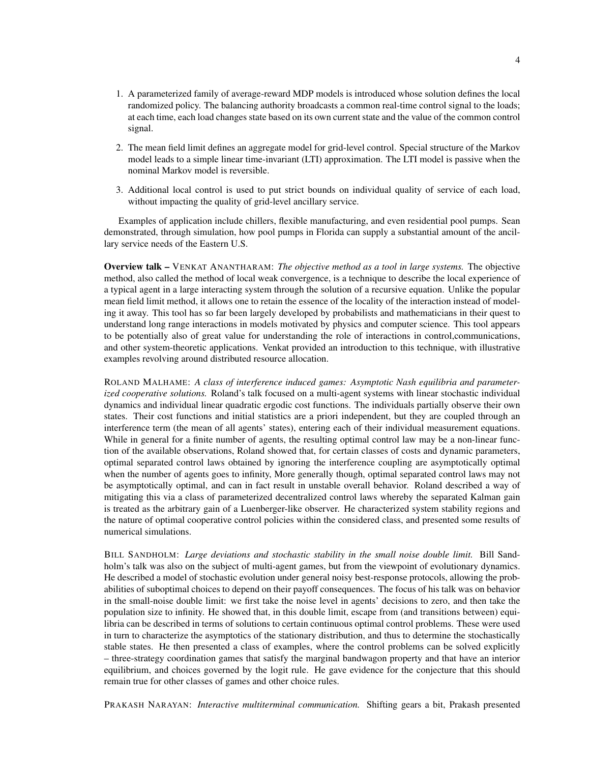1. A parameterized family of average-reward MDP models is introduced whose solution defines the local randomized policy. The balancing authority broadcasts a common real-time control signal to the loads; at each time, each load changes state based on its own current state and the value of the common control signal.

2. The mean field limit defines an aggregate model for grid-level control. Special structure of the Markov model leads to a simple linear time-invariant (LTI) approximation. The LTI model is passive when the nominal Markov model is reversible.

3. Additional local control is used to put strict bounds on individual quality of service of each load, without impacting the quality of grid-level ancillary service.

Examples of application include chillers, flexible manufacturing, and even residential pool pumps. Sean demonstrated, through simulation, how pool pumps in Florida can supply a substantial amount of the ancillary service needs of the Eastern U.S.

**Overview talk –** VENKAT ANANTHARAM: *The objective method as a tool in large systems.* The objective method, also called the method of local weak convergence, is a technique to describe the local experience of a typical agent in a large interacting system through the solution of a recursive equation. Unlike the popular mean field limit method, it allows one to retain the essence of the locality of the interaction instead of modeling it away. This tool has so far been largely developed by probabilists and mathematicians in their quest to understand long range interactions in models motivated by physics and computer science. This tool appears to be potentially also of great value for understanding the role of interactions in control,communications, and other system-theoretic applications. Venkat provided an introduction to this technique, with illustrative examples revolving around distributed resource allocation.

ROLAND MALHAME: *A class of interference induced games: Asymptotic Nash equilibria and parameterized cooperative solutions.* Roland's talk focused on a multi-agent systems with linear stochastic individual dynamics and individual linear quadratic ergodic cost functions. The individuals partially observe their own states. Their cost functions and initial statistics are a priori independent, but they are coupled through an interference term (the mean of all agents' states), entering each of their individual measurement equations. While in general for a finite number of agents, the resulting optimal control law may be a non-linear function of the available observations, Roland showed that, for certain classes of costs and dynamic parameters, optimal separated control laws obtained by ignoring the interference coupling are asymptotically optimal when the number of agents goes to infinity, More generally though, optimal separated control laws may not be asymptotically optimal, and can in fact result in unstable overall behavior. Roland described a way of mitigating this via a class of parameterized decentralized control laws whereby the separated Kalman gain is treated as the arbitrary gain of a Luenberger-like observer. He characterized system stability regions and the nature of optimal cooperative control policies within the considered class, and presented some results of numerical simulations.

BILL SANDHOLM: *Large deviations and stochastic stability in the small noise double limit.* Bill Sandholm's talk was also on the subject of multi-agent games, but from the viewpoint of evolutionary dynamics. He described a model of stochastic evolution under general noisy best-response protocols, allowing the probabilities of suboptimal choices to depend on their payoff consequences. The focus of his talk was on behavior in the small-noise double limit: we first take the noise level in agents' decisions to zero, and then take the population size to infinity. He showed that, in this double limit, escape from (and transitions between) equilibria can be described in terms of solutions to certain continuous optimal control problems. These were used in turn to characterize the asymptotics of the stationary distribution, and thus to determine the stochastically stable states. He then presented a class of examples, where the control problems can be solved explicitly – three-strategy coordination games that satisfy the marginal bandwagon property and that have an interior equilibrium, and choices governed by the logit rule. He gave evidence for the conjecture that this should remain true for other classes of games and other choice rules.

PRAKASH NARAYAN: *Interactive multiterminal communication.* Shifting gears a bit, Prakash presented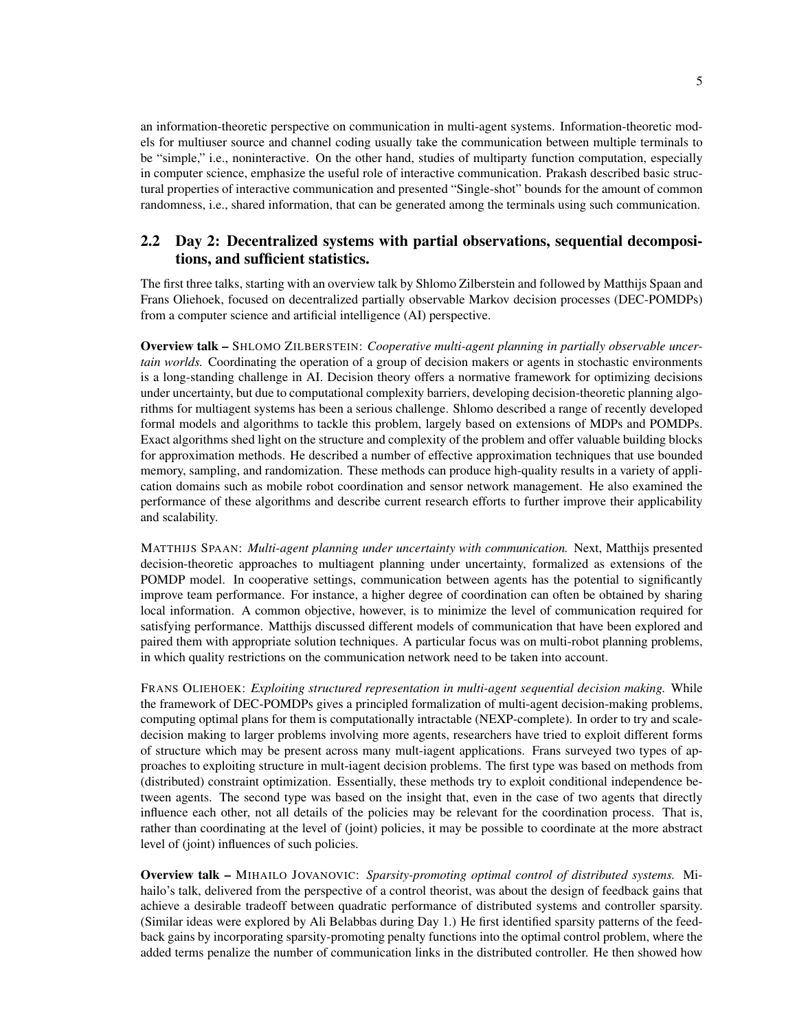an information-theoretic perspective on communication in multi-agent systems. Information-theoretic models for multiuser source and channel coding usually take the communication between multiple terminals to be "simple," i.e., noninteractive. On the other hand, studies of multiparty function computation, especially in computer science, emphasize the useful role of interactive communication. Prakash described basic structural properties of interactive communication and presented "Single-shot" bounds for the amount of common randomness, i.e., shared information, that can be generated among the terminals using such communication.

## 2.2 Day 2: Decentralized systems with partial observations, sequential decompositions, and sufficient statistics.

The first three talks, starting with an overview talk by Shlomo Zilberstein and followed by Matthijs Spaan and Frans Oliehoek, focused on decentralized partially observable Markov decision processes (DEC-POMDPs) from a computer science and artificial intelligence (AI) perspective.

**Overview talk** – SHLOMO ZILBERSTEIN: *Cooperative multi-agent planning in partially observable uncertain worlds.* Coordinating the operation of a group of decision makers or agents in stochastic environments is a long-standing challenge in AI. Decision theory offers a normative framework for optimizing decisions under uncertainty, but due to computational complexity barriers, developing decision-theoretic planning algorithms for multiagent systems has been a serious challenge. Shlomo described a range of recently developed formal models and algorithms to tackle this problem, largely based on extensions of MDPs and POMDPs. Exact algorithms shed light on the structure and complexity of the problem and offer valuable building blocks for approximation methods. He described a number of effective approximation techniques that use bounded memory, sampling, and randomization. These methods can produce high-quality results in a variety of application domains such as mobile robot coordination and sensor network management. He also examined the performance of these algorithms and describe current research efforts to further improve their applicability and scalability.

MATTHIJS SPAAN: *Multi-agent planning under uncertainty with communication.* Next, Matthijs presented decision-theoretic approaches to multiagent planning under uncertainty, formalized as extensions of the POMDP model. In cooperative settings, communication between agents has the potential to significantly improve team performance. For instance, a higher degree of coordination can often be obtained by sharing local information. A common objective, however, is to minimize the level of communication required for satisfying performance. Matthijs discussed different models of communication that have been explored and paired them with appropriate solution techniques. A particular focus was on multi-robot planning problems, in which quality restrictions on the communication network need to be taken into account.

FRANS OLIEHOEK: *Exploiting structured representation in multi-agent sequential decision making.* While the framework of DEC-POMDPs gives a principled formalization of multi-agent decision-making problems, computing optimal plans for them is computationally intractable (NEXP-complete). In order to try and scale-decision making to larger problems involving more agents, researchers have tried to exploit different forms of structure which may be present across many mult-iagent applications. Frans surveyed two types of approaches to exploiting structure in mult-iagent decision problems. The first type was based on methods from (distributed) constraint optimization. Essentially, these methods try to exploit conditional independence between agents. The second type was based on the insight that, even in the case of two agents that directly influence each other, not all details of the policies may be relevant for the coordination process. That is, rather than coordinating at the level of (joint) policies, it may be possible to coordinate at the more abstract level of (joint) influences of such policies.

**Overview talk** – MIHAILO JOVANOVIC: *Sparsity-promoting optimal control of distributed systems.* Mihailo's talk, delivered from the perspective of a control theorist, was about the design of feedback gains that achieve a desirable tradeoff between quadratic performance of distributed systems and controller sparsity. (Similar ideas were explored by Ali Belabbas during Day 1.) He first identified sparsity patterns of the feedback gains by incorporating sparsity-promoting penalty functions into the optimal control problem, where the added terms penalize the number of communication links in the distributed controller. He then showed how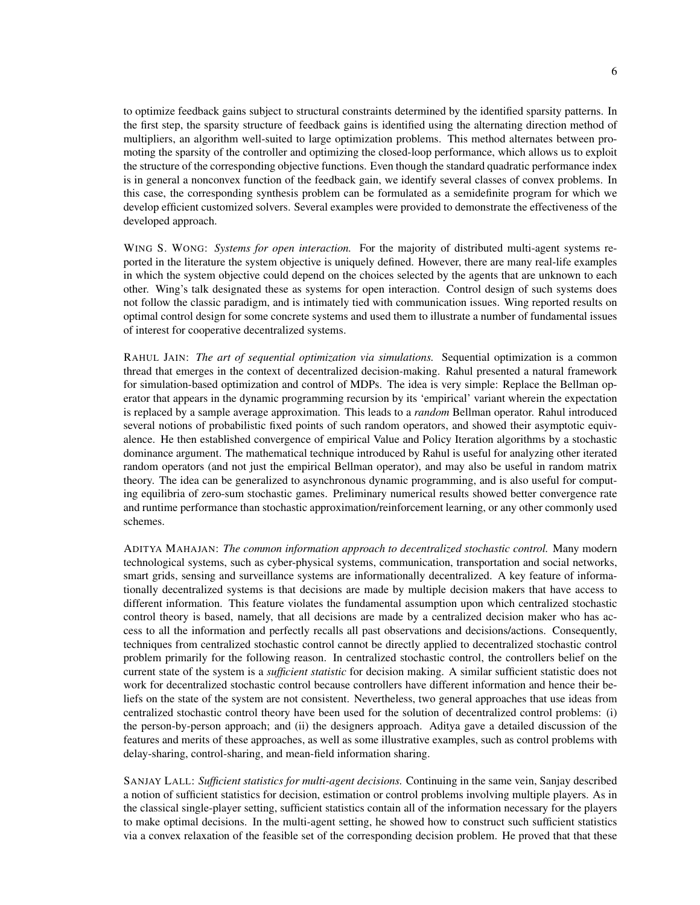to optimize feedback gains subject to structural constraints determined by the identified sparsity patterns. In the first step, the sparsity structure of feedback gains is identified using the alternating direction method of multipliers, an algorithm well-suited to large optimization problems. This method alternates between promoting the sparsity of the controller and optimizing the closed-loop performance, which allows us to exploit the structure of the corresponding objective functions. Even though the standard quadratic performance index is in general a nonconvex function of the feedback gain, we identify several classes of convex problems. In this case, the corresponding synthesis problem can be formulated as a semidefinite program for which we develop efficient customized solvers. Several examples were provided to demonstrate the effectiveness of the developed approach.

WING S. WONG: *Systems for open interaction.* For the majority of distributed multi-agent systems reported in the literature the system objective is uniquely defined. However, there are many real-life examples in which the system objective could depend on the choices selected by the agents that are unknown to each other. Wing's talk designated these as systems for open interaction. Control design of such systems does not follow the classic paradigm, and is intimately tied with communication issues. Wing reported results on optimal control design for some concrete systems and used them to illustrate a number of fundamental issues of interest for cooperative decentralized systems.

RAHUL JAIN: *The art of sequential optimization via simulations.* Sequential optimization is a common thread that emerges in the context of decentralized decision-making. Rahul presented a natural framework for simulation-based optimization and control of MDPs. The idea is very simple: Replace the Bellman operator that appears in the dynamic programming recursion by its 'empirical' variant wherein the expectation is replaced by a sample average approximation. This leads to a *random* Bellman operator. Rahul introduced several notions of probabilistic fixed points of such random operators, and showed their asymptotic equivalence. He then established convergence of empirical Value and Policy Iteration algorithms by a stochastic dominance argument. The mathematical technique introduced by Rahul is useful for analyzing other iterated random operators (and not just the empirical Bellman operator), and may also be useful in random matrix theory. The idea can be generalized to asynchronous dynamic programming, and is also useful for computing equilibria of zero-sum stochastic games. Preliminary numerical results showed better convergence rate and runtime performance than stochastic approximation/reinforcement learning, or any other commonly used schemes.

ADITYA MAHAJAN: *The common information approach to decentralized stochastic control.* Many modern technological systems, such as cyber-physical systems, communication, transportation and social networks, smart grids, sensing and surveillance systems are informationally decentralized. A key feature of informationally decentralized systems is that decisions are made by multiple decision makers that have access to different information. This feature violates the fundamental assumption upon which centralized stochastic control theory is based, namely, that all decisions are made by a centralized decision maker who has access to all the information and perfectly recalls all past observations and decisions/actions. Consequently, techniques from centralized stochastic control cannot be directly applied to decentralized stochastic control problem primarily for the following reason. In centralized stochastic control, the controllers belief on the current state of the system is a *sufficient statistic* for decision making. A similar sufficient statistic does not work for decentralized stochastic control because controllers have different information and hence their beliefs on the state of the system are not consistent. Nevertheless, two general approaches that use ideas from centralized stochastic control theory have been used for the solution of decentralized control problems: (i) the person-by-person approach; and (ii) the designers approach. Aditya gave a detailed discussion of the features and merits of these approaches, as well as some illustrative examples, such as control problems with delay-sharing, control-sharing, and mean-field information sharing.

SANJAY LALL: *Sufficient statistics for multi-agent decisions.* Continuing in the same vein, Sanjay described a notion of sufficient statistics for decision, estimation or control problems involving multiple players. As in the classical single-player setting, sufficient statistics contain all of the information necessary for the players to make optimal decisions. In the multi-agent setting, he showed how to construct such sufficient statistics via a convex relaxation of the feasible set of the corresponding decision problem. He proved that that these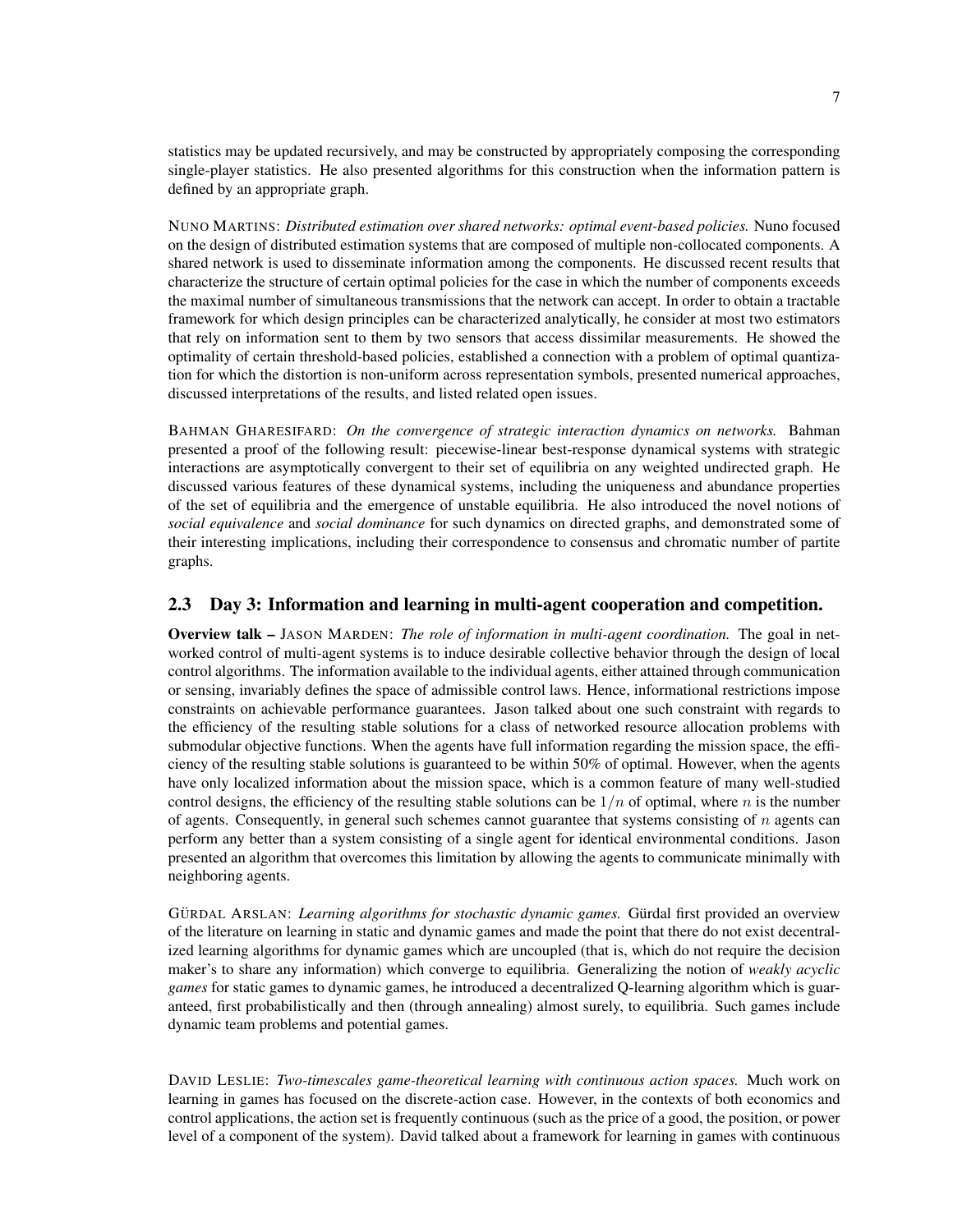statistics may be updated recursively, and may be constructed by appropriately composing the corresponding single-player statistics. He also presented algorithms for this construction when the information pattern is defined by an appropriate graph.

NUNO MARTINS: *Distributed estimation over shared networks: optimal event-based policies.* Nuno focused on the design of distributed estimation systems that are composed of multiple non-collocated components. A shared network is used to disseminate information among the components. He discussed recent results that characterize the structure of certain optimal policies for the case in which the number of components exceeds the maximal number of simultaneous transmissions that the network can accept. In order to obtain a tractable framework for which design principles can be characterized analytically, he consider at most two estimators that rely on information sent to them by two sensors that access dissimilar measurements. He showed the optimality of certain threshold-based policies, established a connection with a problem of optimal quantization for which the distortion is non-uniform across representation symbols, presented numerical approaches, discussed interpretations of the results, and listed related open issues.

BAHMAN GHARESIFARD: *On the convergence of strategic interaction dynamics on networks.* Bahman presented a proof of the following result: piecewise-linear best-response dynamical systems with strategic interactions are asymptotically convergent to their set of equilibria on any weighted undirected graph. He discussed various features of these dynamical systems, including the uniqueness and abundance properties of the set of equilibria and the emergence of unstable equilibria. He also introduced the novel notions of *social equivalence* and *social dominance* for such dynamics on directed graphs, and demonstrated some of their interesting implications, including their correspondence to consensus and chromatic number of partite graphs.

## 2.3 Day 3: Information and learning in multi-agent cooperation and competition.

**Overview talk –** JASON MARDEN: *The role of information in multi-agent coordination.* The goal in networked control of multi-agent systems is to induce desirable collective behavior through the design of local control algorithms. The information available to the individual agents, either attained through communication or sensing, invariably defines the space of admissible control laws. Hence, informational restrictions impose constraints on achievable performance guarantees. Jason talked about one such constraint with regards to the efficiency of the resulting stable solutions for a class of networked resource allocation problems with submodular objective functions. When the agents have full information regarding the mission space, the efficiency of the resulting stable solutions is guaranteed to be within 50% of optimal. However, when the agents have only localized information about the mission space, which is a common feature of many well-studied control designs, the efficiency of the resulting stable solutions can be $1/n$ of optimal, where $n$ is the number of agents. Consequently, in general such schemes cannot guarantee that systems consisting of $n$ agents can perform any better than a system consisting of a single agent for identical environmental conditions. Jason presented an algorithm that overcomes this limitation by allowing the agents to communicate minimally with neighboring agents.

GÜRDAL ARSLAN: *Learning algorithms for stochastic dynamic games.* Gürdal first provided an overview of the literature on learning in static and dynamic games and made the point that there do not exist decentralized learning algorithms for dynamic games which are uncoupled (that is, which do not require the decision maker's to share any information) which converge to equilibria. Generalizing the notion of *weakly acyclic games* for static games to dynamic games, he introduced a decentralized Q-learning algorithm which is guaranteed, first probabilistically and then (through annealing) almost surely, to equilibria. Such games include dynamic team problems and potential games.

DAVID LESLIE: *Two-timescales game-theoretical learning with continuous action spaces.* Much work on learning in games has focused on the discrete-action case. However, in the contexts of both economics and control applications, the action set is frequently continuous (such as the price of a good, the position, or power level of a component of the system). David talked about a framework for learning in games with continuous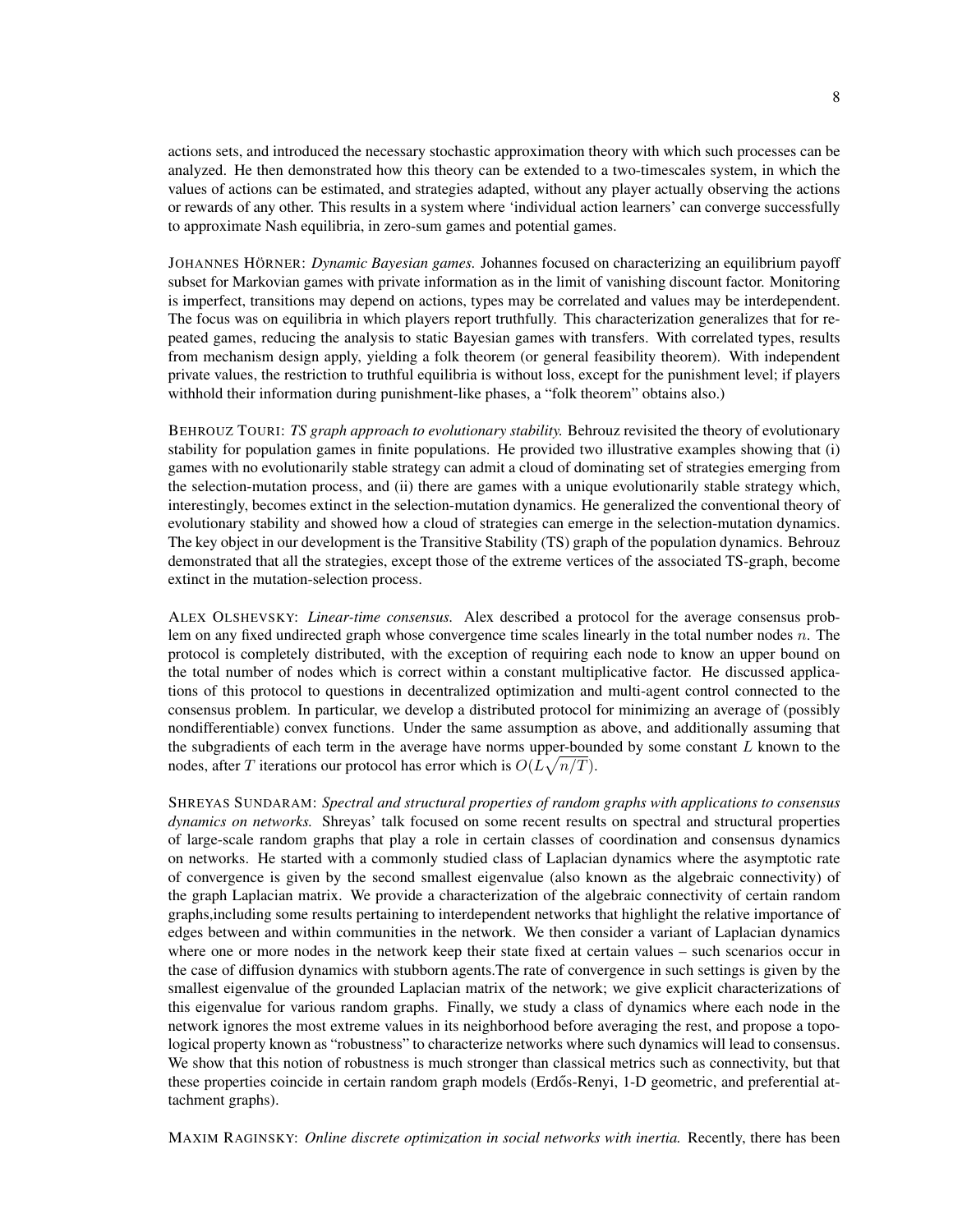actions sets, and introduced the necessary stochastic approximation theory with which such processes can be analyzed. He then demonstrated how this theory can be extended to a two-timescales system, in which the values of actions can be estimated, and strategies adapted, without any player actually observing the actions or rewards of any other. This results in a system where 'individual action learners' can converge successfully to approximate Nash equilibria, in zero-sum games and potential games.

JOHANNES HÖRNER: *Dynamic Bayesian games.* Johannes focused on characterizing an equilibrium payoff subset for Markovian games with private information as in the limit of vanishing discount factor. Monitoring is imperfect, transitions may depend on actions, types may be correlated and values may be interdependent. The focus was on equilibria in which players report truthfully. This characterization generalizes that for repeated games, reducing the analysis to static Bayesian games with transfers. With correlated types, results from mechanism design apply, yielding a folk theorem (or general feasibility theorem). With independent private values, the restriction to truthful equilibria is without loss, except for the punishment level; if players withhold their information during punishment-like phases, a "folk theorem" obtains also.)

BEHROUZ TOURI: *TS graph approach to evolutionary stability.* Behrouz revisited the theory of evolutionary stability for population games in finite populations. He provided two illustrative examples showing that (i) games with no evolutionarily stable strategy can admit a cloud of dominating set of strategies emerging from the selection-mutation process, and (ii) there are games with a unique evolutionarily stable strategy which, interestingly, becomes extinct in the selection-mutation dynamics. He generalized the conventional theory of evolutionary stability and showed how a cloud of strategies can emerge in the selection-mutation dynamics. The key object in our development is the Transitive Stability (TS) graph of the population dynamics. Behrouz demonstrated that all the strategies, except those of the extreme vertices of the associated TS-graph, become extinct in the mutation-selection process.

ALEX OLSHEVSKY: *Linear-time consensus.* Alex described a protocol for the average consensus problem on any fixed undirected graph whose convergence time scales linearly in the total number nodes $n$. The protocol is completely distributed, with the exception of requiring each node to know an upper bound on the total number of nodes which is correct within a constant multiplicative factor. He discussed applications of this protocol to questions in decentralized optimization and multi-agent control connected to the consensus problem. In particular, we develop a distributed protocol for minimizing an average of (possibly nondifferentiable) convex functions. Under the same assumption as above, and additionally assuming that the subgradients of each term in the average have norms upper-bounded by some constant $L$ known to the nodes, after $T$ iterations our protocol has error which is $O(L\sqrt{n/T})$.

SHREYAS SUNDARAM: *Spectral and structural properties of random graphs with applications to consensus dynamics on networks.* Shreyas' talk focused on some recent results on spectral and structural properties of large-scale random graphs that play a role in certain classes of coordination and consensus dynamics on networks. He started with a commonly studied class of Laplacian dynamics where the asymptotic rate of convergence is given by the second smallest eigenvalue (also known as the algebraic connectivity) of the graph Laplacian matrix. We provide a characterization of the algebraic connectivity of certain random graphs,including some results pertaining to interdependent networks that highlight the relative importance of edges between and within communities in the network. We then consider a variant of Laplacian dynamics where one or more nodes in the network keep their state fixed at certain values – such scenarios occur in the case of diffusion dynamics with stubborn agents.The rate of convergence in such settings is given by the smallest eigenvalue of the grounded Laplacian matrix of the network; we give explicit characterizations of this eigenvalue for various random graphs. Finally, we study a class of dynamics where each node in the network ignores the most extreme values in its neighborhood before averaging the rest, and propose a topological property known as "robustness" to characterize networks where such dynamics will lead to consensus. We show that this notion of robustness is much stronger than classical metrics such as connectivity, but that these properties coincide in certain random graph models (Erdős-Renyi, 1-D geometric, and preferential attachment graphs).

MAXIM RAGINSKY: *Online discrete optimization in social networks with inertia.* Recently, there has been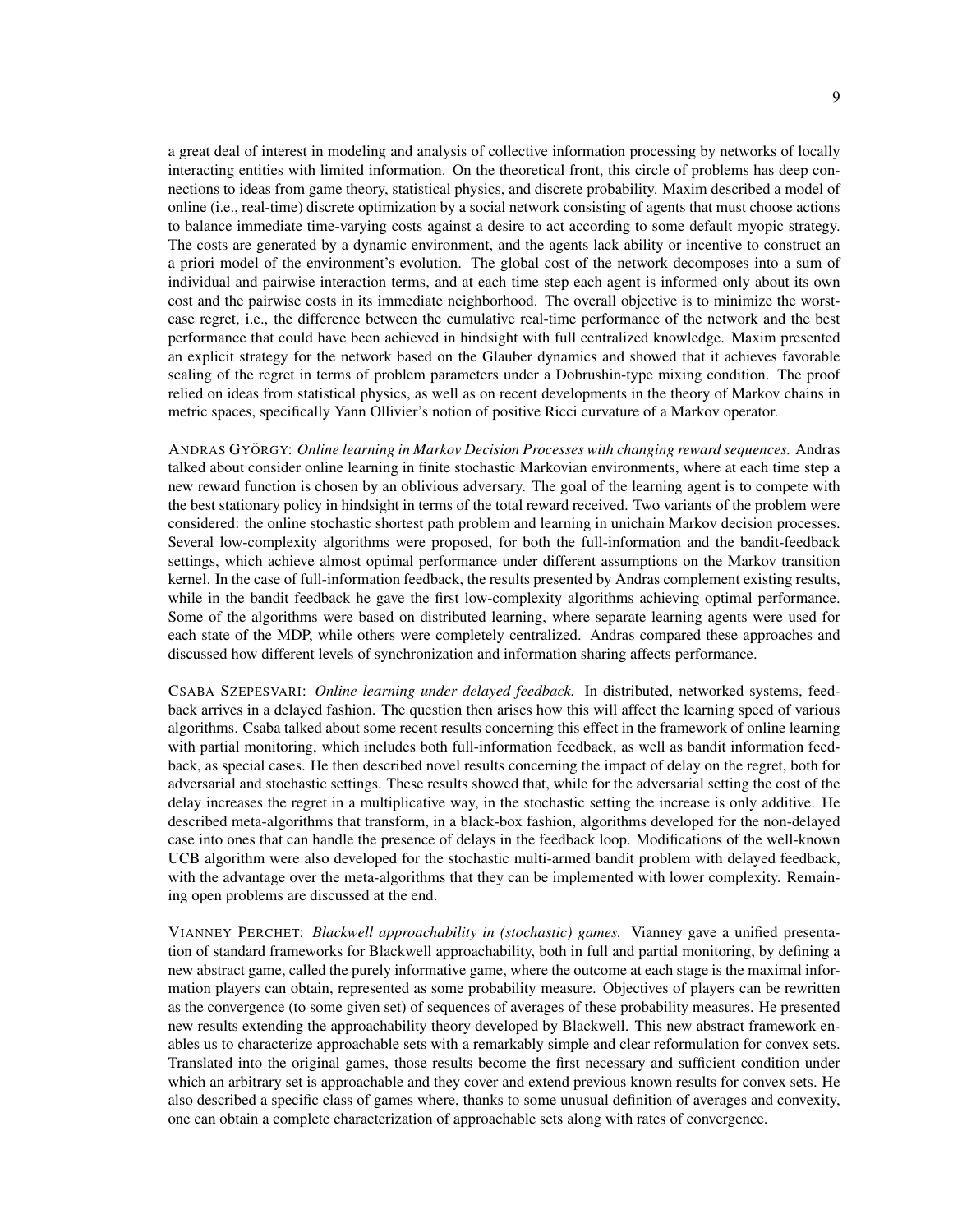a great deal of interest in modeling and analysis of collective information processing by networks of locally interacting entities with limited information. On the theoretical front, this circle of problems has deep connections to ideas from game theory, statistical physics, and discrete probability. Maxim described a model of online (i.e., real-time) discrete optimization by a social network consisting of agents that must choose actions to balance immediate time-varying costs against a desire to act according to some default myopic strategy. The costs are generated by a dynamic environment, and the agents lack ability or incentive to construct an a priori model of the environment's evolution. The global cost of the network decomposes into a sum of individual and pairwise interaction terms, and at each time step each agent is informed only about its own cost and the pairwise costs in its immediate neighborhood. The overall objective is to minimize the worst-case regret, i.e., the difference between the cumulative real-time performance of the network and the best performance that could have been achieved in hindsight with full centralized knowledge. Maxim presented an explicit strategy for the network based on the Glauber dynamics and showed that it achieves favorable scaling of the regret in terms of problem parameters under a Dobrushin-type mixing condition. The proof relied on ideas from statistical physics, as well as on recent developments in the theory of Markov chains in metric spaces, specifically Yann Ollivier's notion of positive Ricci curvature of a Markov operator.

ANDRAS GYÖRGY: *Online learning in Markov Decision Processes with changing reward sequences.* Andras talked about consider online learning in finite stochastic Markovian environments, where at each time step a new reward function is chosen by an oblivious adversary. The goal of the learning agent is to compete with the best stationary policy in hindsight in terms of the total reward received. Two variants of the problem were considered: the online stochastic shortest path problem and learning in unichain Markov decision processes. Several low-complexity algorithms were proposed, for both the full-information and the bandit-feedback settings, which achieve almost optimal performance under different assumptions on the Markov transition kernel. In the case of full-information feedback, the results presented by Andras complement existing results, while in the bandit feedback he gave the first low-complexity algorithms achieving optimal performance. Some of the algorithms were based on distributed learning, where separate learning agents were used for each state of the MDP, while others were completely centralized. Andras compared these approaches and discussed how different levels of synchronization and information sharing affects performance.

CSABA SZEPESVARI: *Online learning under delayed feedback.* In distributed, networked systems, feedback arrives in a delayed fashion. The question then arises how this will affect the learning speed of various algorithms. Csaba talked about some recent results concerning this effect in the framework of online learning with partial monitoring, which includes both full-information feedback, as well as bandit information feedback, as special cases. He then described novel results concerning the impact of delay on the regret, both for adversarial and stochastic settings. These results showed that, while for the adversarial setting the cost of the delay increases the regret in a multiplicative way, in the stochastic setting the increase is only additive. He described meta-algorithms that transform, in a black-box fashion, algorithms developed for the non-delayed case into ones that can handle the presence of delays in the feedback loop. Modifications of the well-known UCB algorithm were also developed for the stochastic multi-armed bandit problem with delayed feedback, with the advantage over the meta-algorithms that they can be implemented with lower complexity. Remaining open problems are discussed at the end.

VIANNEY PERCHET: *Blackwell approachability in (stochastic) games.* Vianney gave a unified presentation of standard frameworks for Blackwell approachability, both in full and partial monitoring, by defining a new abstract game, called the purely informative game, where the outcome at each stage is the maximal information players can obtain, represented as some probability measure. Objectives of players can be rewritten as the convergence (to some given set) of sequences of averages of these probability measures. He presented new results extending the approachability theory developed by Blackwell. This new abstract framework enables us to characterize approachable sets with a remarkably simple and clear reformulation for convex sets. Translated into the original games, those results become the first necessary and sufficient condition under which an arbitrary set is approachable and they cover and extend previous known results for convex sets. He also described a specific class of games where, thanks to some unusual definition of averages and convexity, one can obtain a complete characterization of approachable sets along with rates of convergence.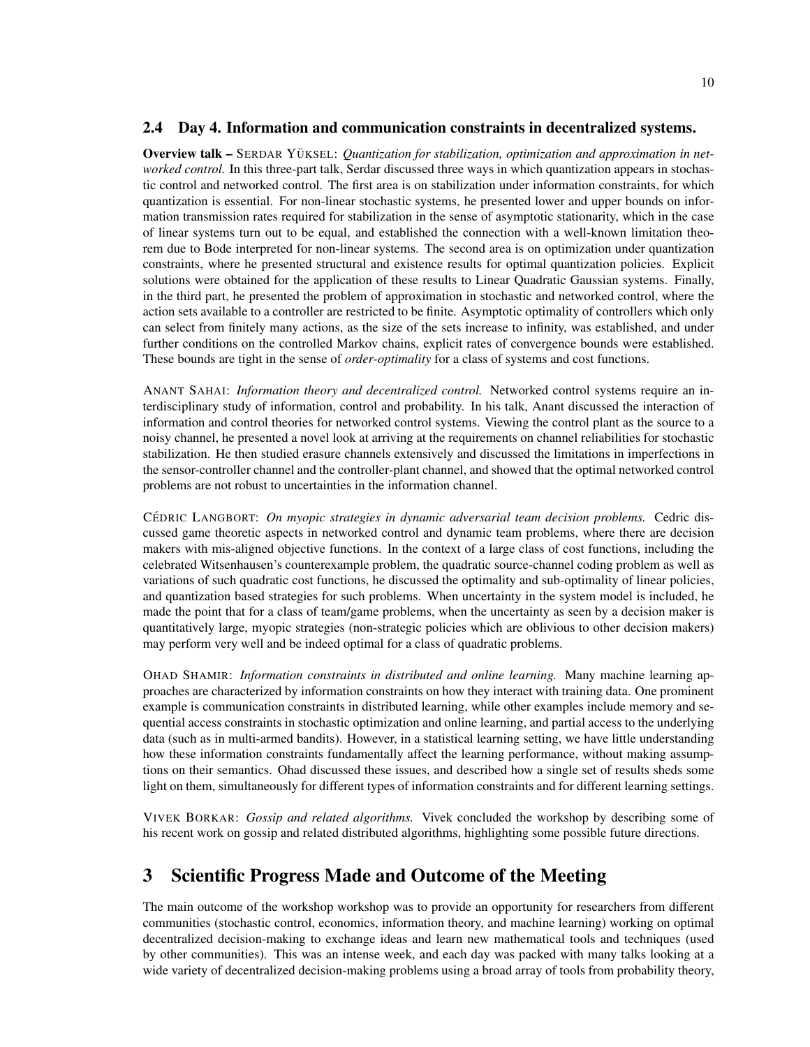## 2.4 Day 4. Information and communication constraints in decentralized systems.

**Overview talk –** SERDAR YÜKSEL: *Quantization for stabilization, optimization and approximation in networked control.* In this three-part talk, Serdar discussed three ways in which quantization appears in stochastic control and networked control. The first area is on stabilization under information constraints, for which quantization is essential. For non-linear stochastic systems, he presented lower and upper bounds on information transmission rates required for stabilization in the sense of asymptotic stationarity, which in the case of linear systems turn out to be equal, and established the connection with a well-known limitation theorem due to Bode interpreted for non-linear systems. The second area is on optimization under quantization constraints, where he presented structural and existence results for optimal quantization policies. Explicit solutions were obtained for the application of these results to Linear Quadratic Gaussian systems. Finally, in the third part, he presented the problem of approximation in stochastic and networked control, where the action sets available to a controller are restricted to be finite. Asymptotic optimality of controllers which only can select from finitely many actions, as the size of the sets increase to infinity, was established, and under further conditions on the controlled Markov chains, explicit rates of convergence bounds were established. These bounds are tight in the sense of *order-optimality* for a class of systems and cost functions.

ANANT SAHAI: *Information theory and decentralized control.* Networked control systems require an interdisciplinary study of information, control and probability. In his talk, Anant discussed the interaction of information and control theories for networked control systems. Viewing the control plant as the source to a noisy channel, he presented a novel look at arriving at the requirements on channel reliabilities for stochastic stabilization. He then studied erasure channels extensively and discussed the limitations in imperfections in the sensor-controller channel and the controller-plant channel, and showed that the optimal networked control problems are not robust to uncertainties in the information channel.

CÉDRIC LANGBORT: *On myopic strategies in dynamic adversarial team decision problems.* Cedric discussed game theoretic aspects in networked control and dynamic team problems, where there are decision makers with mis-aligned objective functions. In the context of a large class of cost functions, including the celebrated Witsenhausen's counterexample problem, the quadratic source-channel coding problem as well as variations of such quadratic cost functions, he discussed the optimality and sub-optimality of linear policies, and quantization based strategies for such problems. When uncertainty in the system model is included, he made the point that for a class of team/game problems, when the uncertainty as seen by a decision maker is quantitatively large, myopic strategies (non-strategic policies which are oblivious to other decision makers) may perform very well and be indeed optimal for a class of quadratic problems.

OHAD SHAMIR: *Information constraints in distributed and online learning.* Many machine learning approaches are characterized by information constraints on how they interact with training data. One prominent example is communication constraints in distributed learning, while other examples include memory and sequential access constraints in stochastic optimization and online learning, and partial access to the underlying data (such as in multi-armed bandits). However, in a statistical learning setting, we have little understanding how these information constraints fundamentally affect the learning performance, without making assumptions on their semantics. Ohad discussed these issues, and described how a single set of results sheds some light on them, simultaneously for different types of information constraints and for different learning settings.

VIVEK BORKAR: *Gossip and related algorithms.* Vivek concluded the workshop by describing some of his recent work on gossip and related distributed algorithms, highlighting some possible future directions.

# 3 Scientific Progress Made and Outcome of the Meeting

The main outcome of the workshop workshop was to provide an opportunity for researchers from different communities (stochastic control, economics, information theory, and machine learning) working on optimal decentralized decision-making to exchange ideas and learn new mathematical tools and techniques (used by other communities). This was an intense week, and each day was packed with many talks looking at a wide variety of decentralized decision-making problems using a broad array of tools from probability theory,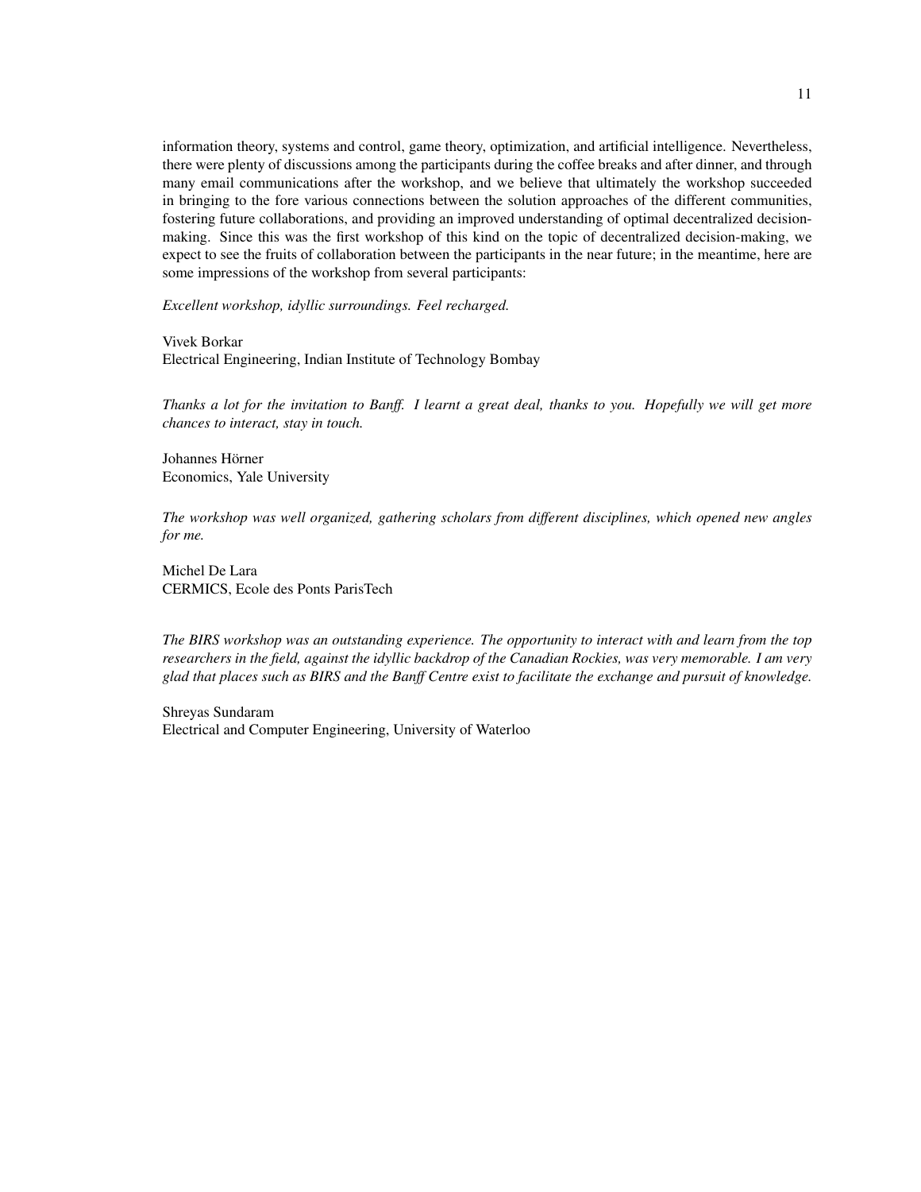information theory, systems and control, game theory, optimization, and artificial intelligence. Nevertheless, there were plenty of discussions among the participants during the coffee breaks and after dinner, and through many email communications after the workshop, and we believe that ultimately the workshop succeeded in bringing to the fore various connections between the solution approaches of the different communities, fostering future collaborations, and providing an improved understanding of optimal decentralized decision-making. Since this was the first workshop of this kind on the topic of decentralized decision-making, we expect to see the fruits of collaboration between the participants in the near future; in the meantime, here are some impressions of the workshop from several participants:

*Excellent workshop, idyllic surroundings. Feel recharged.*

Vivek Borkar
Electrical Engineering, Indian Institute of Technology Bombay

*Thanks a lot for the invitation to Banff. I learnt a great deal, thanks to you. Hopefully we will get more chances to interact, stay in touch.*

Johannes Hörner
Economics, Yale University

*The workshop was well organized, gathering scholars from different disciplines, which opened new angles for me.*

Michel De Lara
CERMICS, Ecole des Ponts ParisTech

*The BIRS workshop was an outstanding experience. The opportunity to interact with and learn from the top researchers in the field, against the idyllic backdrop of the Canadian Rockies, was very memorable. I am very glad that places such as BIRS and the Banff Centre exist to facilitate the exchange and pursuit of knowledge.*

Shreyas Sundaram
Electrical and Computer Engineering, University of Waterloo